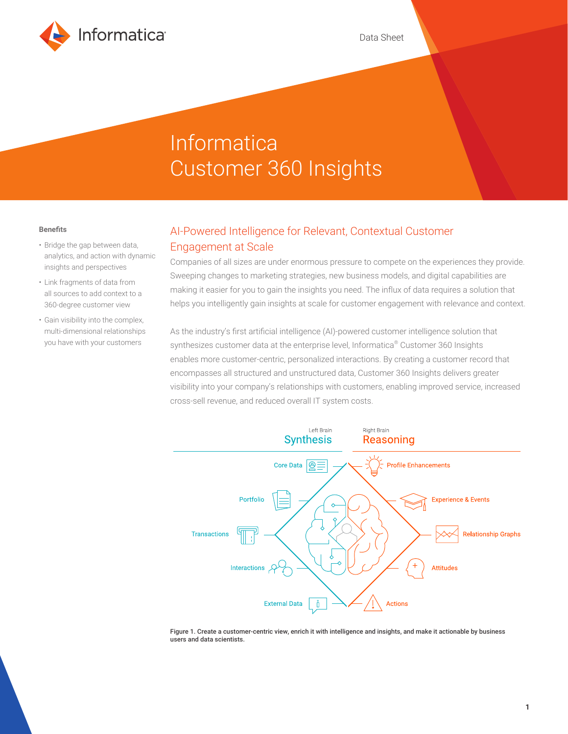Data Sheet

# Informatica Customer 360 Insights

**Benefits**

- Bridge the gap between data, analytics, and action with dynamic insights and perspectives
- Link fragments of data from all sources to add context to a 360-degree customer view
- Gain visibility into the complex, multi-dimensional relationships you have with your customers

## AI-Powered Intelligence for Relevant, Contextual Customer Engagement at Scale

Companies of all sizes are under enormous pressure to compete on the experiences they provide. Sweeping changes to marketing strategies, new business models, and digital capabilities are making it easier for you to gain the insights you need. The influx of data requires a solution that helps you intelligently gain insights at scale for customer engagement with relevance and context.

As the industry's first artificial intelligence (AI)-powered customer intelligence solution that synthesizes customer data at the enterprise level, Informatica® Customer 360 Insights enables more customer-centric, personalized interactions. By creating a customer record that encompasses all structured and unstructured data, Customer 360 Insights delivers greater visibility into your company's relationships with customers, enabling improved service, increased cross-sell revenue, and reduced overall IT system costs.

Left Brain **Synthesis**: Core Data, Portfolio, Transactions, Interactions, External Data

Right Brain **Reasoning**: Profile Enhancements, Experience & Events, Relationship Graphs, Attitudes, Actions

**Figure 1. Create a customer-centric view, enrich it with intelligence and insights, and make it actionable by business users and data scientists.**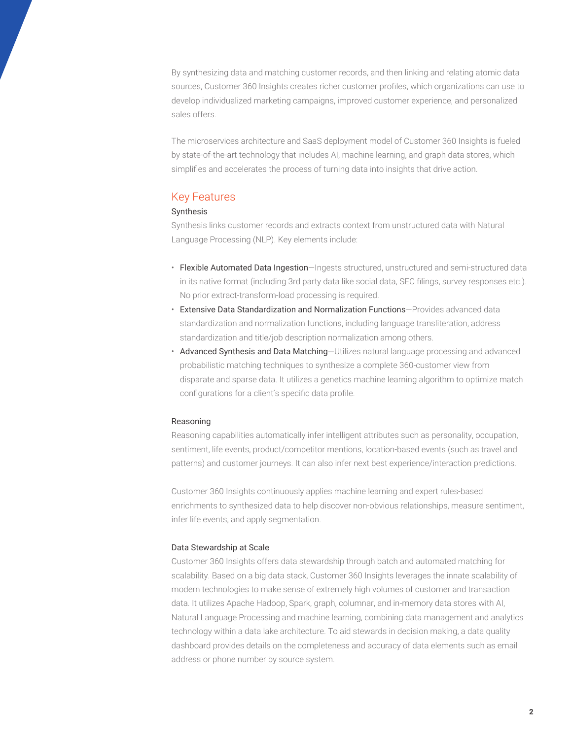By synthesizing data and matching customer records, and then linking and relating atomic data sources, Customer 360 Insights creates richer customer profiles, which organizations can use to develop individualized marketing campaigns, improved customer experience, and personalized sales offers.

The microservices architecture and SaaS deployment model of Customer 360 Insights is fueled by state-of-the-art technology that includes AI, machine learning, and graph data stores, which simplifies and accelerates the process of turning data into insights that drive action.

## Key Features

### Synthesis

Synthesis links customer records and extracts context from unstructured data with Natural Language Processing (NLP). Key elements include:

- Flexible Automated Data Ingestion—Ingests structured, unstructured and semi-structured data in its native format (including 3rd party data like social data, SEC filings, survey responses etc.). No prior extract-transform-load processing is required.
- Extensive Data Standardization and Normalization Functions—Provides advanced data standardization and normalization functions, including language transliteration, address standardization and title/job description normalization among others.
- Advanced Synthesis and Data Matching—Utilizes natural language processing and advanced probabilistic matching techniques to synthesize a complete 360-customer view from disparate and sparse data. It utilizes a genetics machine learning algorithm to optimize match configurations for a client's specific data profile.

### Reasoning

Reasoning capabilities automatically infer intelligent attributes such as personality, occupation, sentiment, life events, product/competitor mentions, location-based events (such as travel and patterns) and customer journeys. It can also infer next best experience/interaction predictions.

Customer 360 Insights continuously applies machine learning and expert rules-based enrichments to synthesized data to help discover non-obvious relationships, measure sentiment, infer life events, and apply segmentation.

### Data Stewardship at Scale

Customer 360 Insights offers data stewardship through batch and automated matching for scalability. Based on a big data stack, Customer 360 Insights leverages the innate scalability of modern technologies to make sense of extremely high volumes of customer and transaction data. It utilizes Apache Hadoop, Spark, graph, columnar, and in-memory data stores with AI, Natural Language Processing and machine learning, combining data management and analytics technology within a data lake architecture. To aid stewards in decision making, a data quality dashboard provides details on the completeness and accuracy of data elements such as email address or phone number by source system.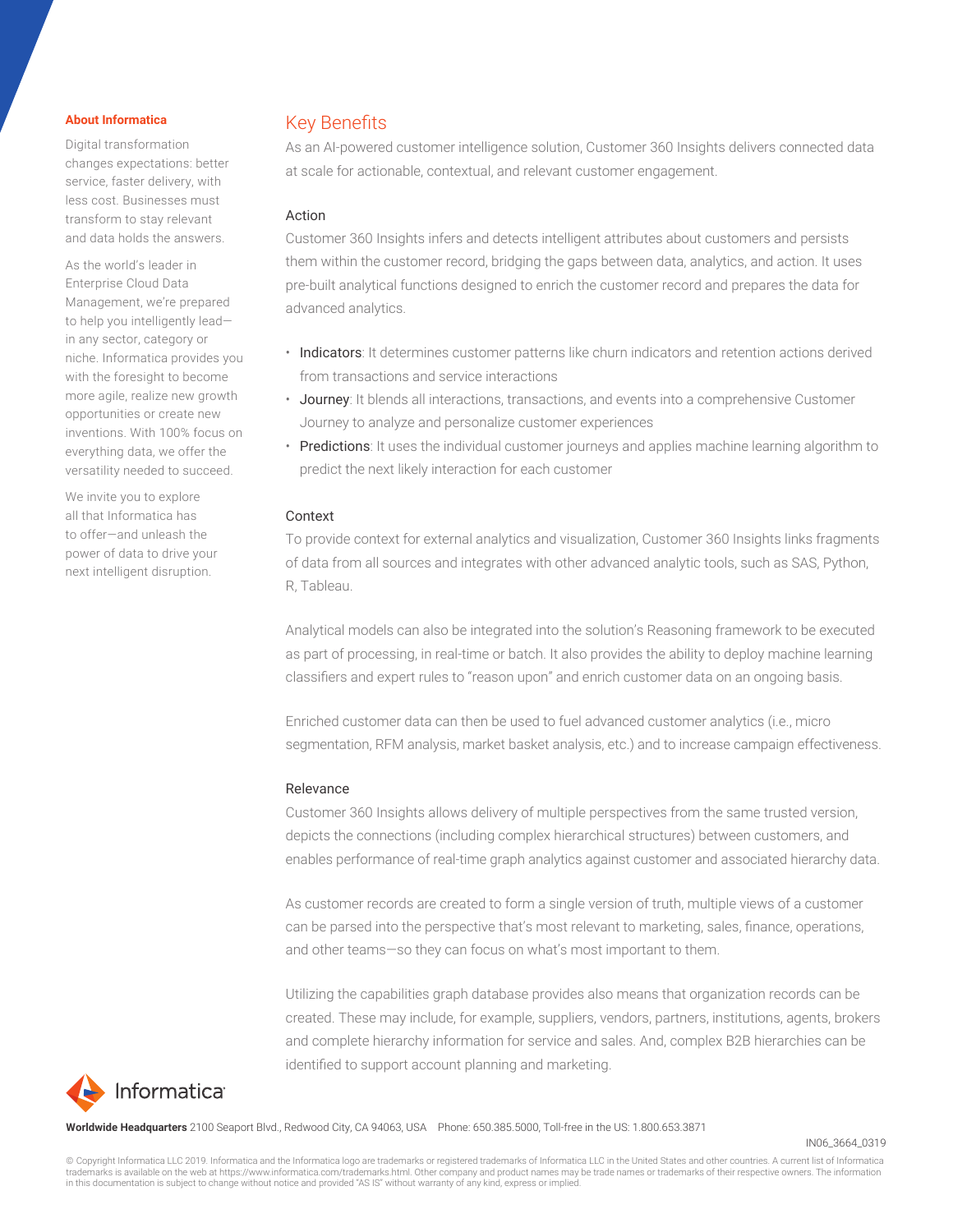**About Informatica**

Digital transformation changes expectations: better service, faster delivery, with less cost. Businesses must transform to stay relevant and data holds the answers.

As the world's leader in Enterprise Cloud Data Management, we're prepared to help you intelligently lead—in any sector, category or niche. Informatica provides you with the foresight to become more agile, realize new growth opportunities or create new inventions. With 100% focus on everything data, we offer the versatility needed to succeed.

We invite you to explore all that Informatica has to offer—and unleash the power of data to drive your next intelligent disruption.

## Key Benefits

As an AI-powered customer intelligence solution, Customer 360 Insights delivers connected data at scale for actionable, contextual, and relevant customer engagement.

### Action

Customer 360 Insights infers and detects intelligent attributes about customers and persists them within the customer record, bridging the gaps between data, analytics, and action. It uses pre-built analytical functions designed to enrich the customer record and prepares the data for advanced analytics.

- Indicators: It determines customer patterns like churn indicators and retention actions derived from transactions and service interactions
- Journey: It blends all interactions, transactions, and events into a comprehensive Customer Journey to analyze and personalize customer experiences
- Predictions: It uses the individual customer journeys and applies machine learning algorithm to predict the next likely interaction for each customer

### Context

To provide context for external analytics and visualization, Customer 360 Insights links fragments of data from all sources and integrates with other advanced analytic tools, such as SAS, Python, R, Tableau.

Analytical models can also be integrated into the solution's Reasoning framework to be executed as part of processing, in real-time or batch. It also provides the ability to deploy machine learning classifiers and expert rules to "reason upon" and enrich customer data on an ongoing basis.

Enriched customer data can then be used to fuel advanced customer analytics (i.e., micro segmentation, RFM analysis, market basket analysis, etc.) and to increase campaign effectiveness.

### Relevance

Customer 360 Insights allows delivery of multiple perspectives from the same trusted version, depicts the connections (including complex hierarchical structures) between customers, and enables performance of real-time graph analytics against customer and associated hierarchy data.

As customer records are created to form a single version of truth, multiple views of a customer can be parsed into the perspective that's most relevant to marketing, sales, finance, operations, and other teams—so they can focus on what's most important to them.

Utilizing the capabilities graph database provides also means that organization records can be created. These may include, for example, suppliers, vendors, partners, institutions, agents, brokers and complete hierarchy information for service and sales. And, complex B2B hierarchies can be identified to support account planning and marketing.

Informatica

**Worldwide Headquarters** 2100 Seaport Blvd., Redwood City, CA 94063, USA  Phone: 650.385.5000, Toll-free in the US: 1.800.653.3871

IN06_3664_0319

© Copyright Informatica LLC 2019. Informatica and the Informatica logo are trademarks or registered trademarks of Informatica LLC in the United States and other countries. A current list of Informatica trademarks is available on the web at https://www.informatica.com/trademarks.html. Other company and product names may be trade names or trademarks of their respective owners. The information in this documentation is subject to change without notice and provided "AS IS" without warranty of any kind, express or implied.